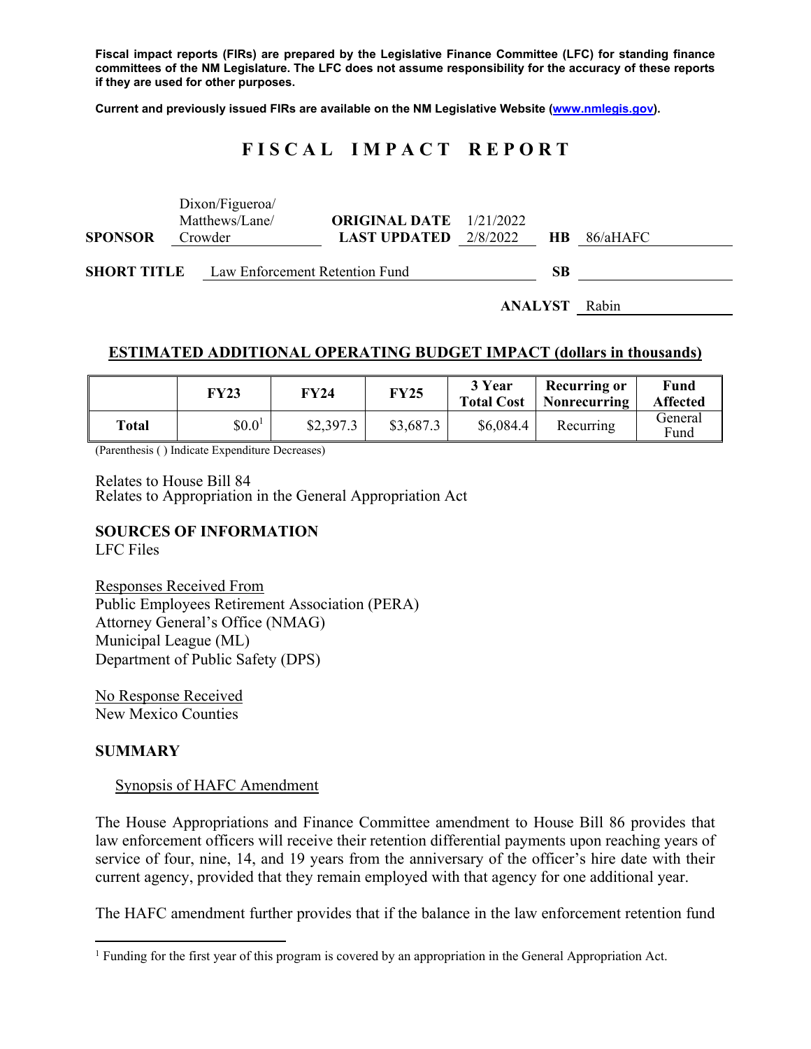**Fiscal impact reports (FIRs) are prepared by the Legislative Finance Committee (LFC) for standing finance committees of the NM Legislature. The LFC does not assume responsibility for the accuracy of these reports if they are used for other purposes.**

**Current and previously issued FIRs are available on the NM Legislative Website (www.nmlegis.gov).**

# FISCAL IMPACT REPORT

**SPONSOR** Dixon/Figueroa/Matthews/Lane/Crowder

**ORIGINAL DATE** 1/21/2022
**LAST UPDATED** 2/8/2022

**HB** 86/aHAFC

**SHORT TITLE** Law Enforcement Retention Fund

**SB**

**ANALYST** Rabin

## ESTIMATED ADDITIONAL OPERATING BUDGET IMPACT (dollars in thousands)

| | FY23 | FY24 | FY25 | 3 Year Total Cost | Recurring or Nonrecurring | Fund Affected |
|---|---|---|---|---|---|---|
| **Total** | $0.0[1] | $2,397.3 | $3,687.3 | $6,084.4 | Recurring | General Fund |

(Parenthesis ( ) Indicate Expenditure Decreases)

Relates to House Bill 84
Relates to Appropriation in the General Appropriation Act

## SOURCES OF INFORMATION

LFC Files

Responses Received From
Public Employees Retirement Association (PERA)
Attorney General's Office (NMAG)
Municipal League (ML)
Department of Public Safety (DPS)

No Response Received
New Mexico Counties

## SUMMARY

Synopsis of HAFC Amendment

The House Appropriations and Finance Committee amendment to House Bill 86 provides that law enforcement officers will receive their retention differential payments upon reaching years of service of four, nine, 14, and 19 years from the anniversary of the officer's hire date with their current agency, provided that they remain employed with that agency for one additional year.

The HAFC amendment further provides that if the balance in the law enforcement retention fund

[1] Funding for the first year of this program is covered by an appropriation in the General Appropriation Act.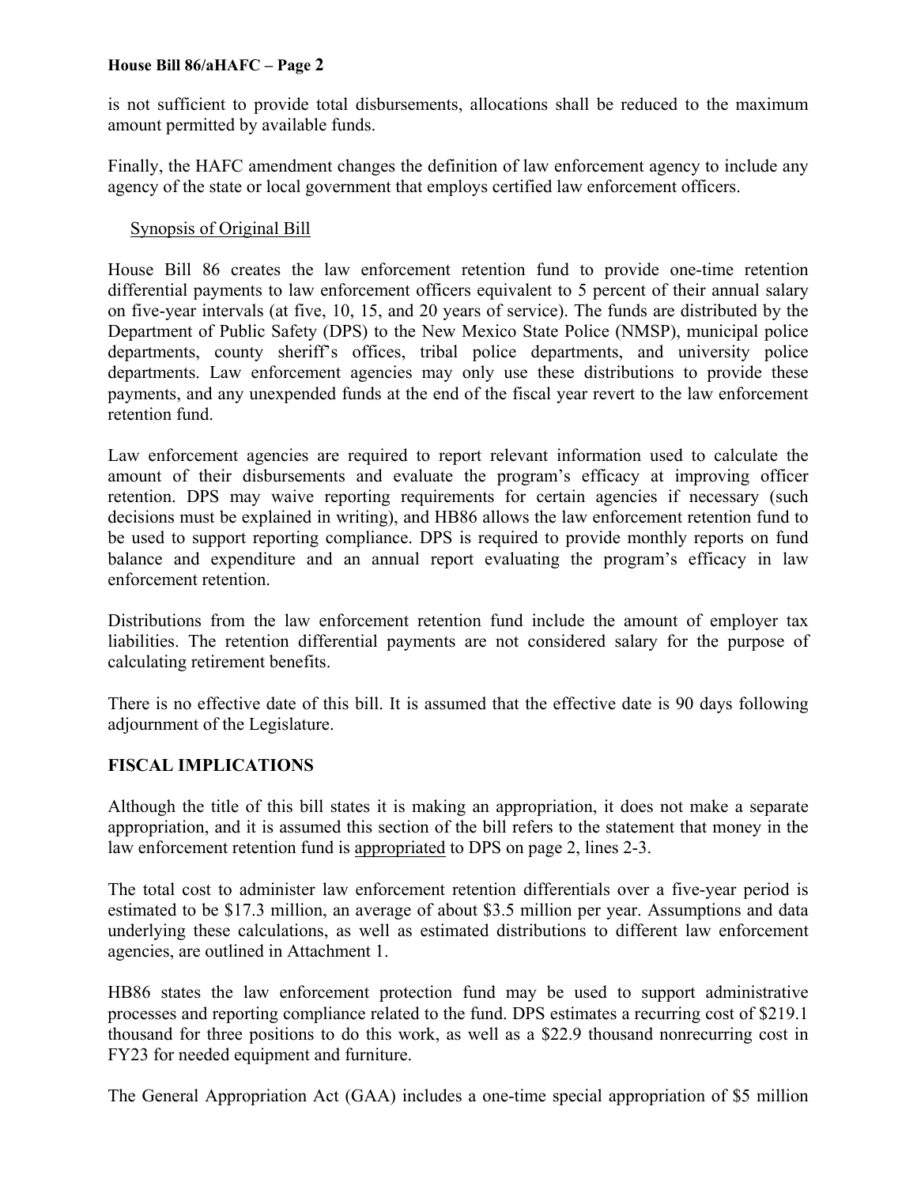is not sufficient to provide total disbursements, allocations shall be reduced to the maximum amount permitted by available funds.

Finally, the HAFC amendment changes the definition of law enforcement agency to include any agency of the state or local government that employs certified law enforcement officers.

Synopsis of Original Bill

House Bill 86 creates the law enforcement retention fund to provide one-time retention differential payments to law enforcement officers equivalent to 5 percent of their annual salary on five-year intervals (at five, 10, 15, and 20 years of service). The funds are distributed by the Department of Public Safety (DPS) to the New Mexico State Police (NMSP), municipal police departments, county sheriff's offices, tribal police departments, and university police departments. Law enforcement agencies may only use these distributions to provide these payments, and any unexpended funds at the end of the fiscal year revert to the law enforcement retention fund.

Law enforcement agencies are required to report relevant information used to calculate the amount of their disbursements and evaluate the program's efficacy at improving officer retention. DPS may waive reporting requirements for certain agencies if necessary (such decisions must be explained in writing), and HB86 allows the law enforcement retention fund to be used to support reporting compliance. DPS is required to provide monthly reports on fund balance and expenditure and an annual report evaluating the program's efficacy in law enforcement retention.

Distributions from the law enforcement retention fund include the amount of employer tax liabilities. The retention differential payments are not considered salary for the purpose of calculating retirement benefits.

There is no effective date of this bill. It is assumed that the effective date is 90 days following adjournment of the Legislature.

## FISCAL IMPLICATIONS

Although the title of this bill states it is making an appropriation, it does not make a separate appropriation, and it is assumed this section of the bill refers to the statement that money in the law enforcement retention fund is appropriated to DPS on page 2, lines 2-3.

The total cost to administer law enforcement retention differentials over a five-year period is estimated to be $17.3 million, an average of about $3.5 million per year. Assumptions and data underlying these calculations, as well as estimated distributions to different law enforcement agencies, are outlined in Attachment 1.

HB86 states the law enforcement protection fund may be used to support administrative processes and reporting compliance related to the fund. DPS estimates a recurring cost of $219.1 thousand for three positions to do this work, as well as a $22.9 thousand nonrecurring cost in FY23 for needed equipment and furniture.

The General Appropriation Act (GAA) includes a one-time special appropriation of $5 million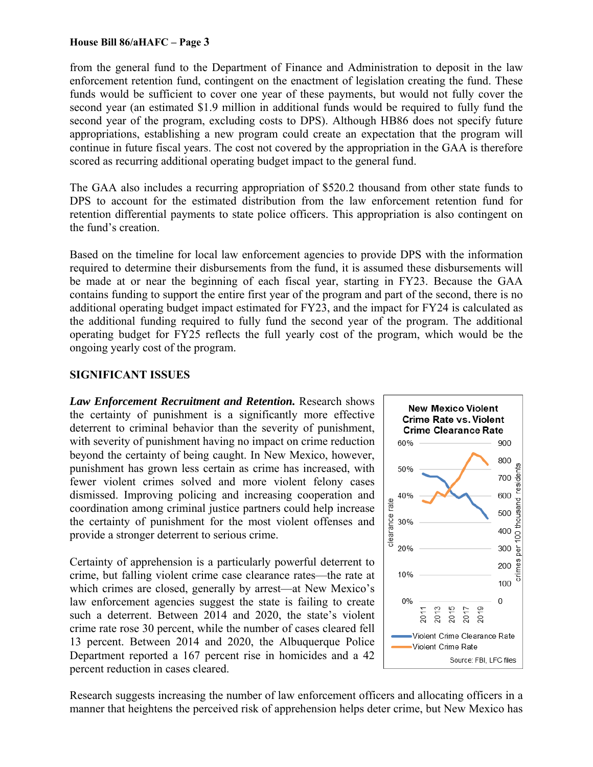from the general fund to the Department of Finance and Administration to deposit in the law enforcement retention fund, contingent on the enactment of legislation creating the fund. These funds would be sufficient to cover one year of these payments, but would not fully cover the second year (an estimated $1.9 million in additional funds would be required to fully fund the second year of the program, excluding costs to DPS). Although HB86 does not specify future appropriations, establishing a new program could create an expectation that the program will continue in future fiscal years. The cost not covered by the appropriation in the GAA is therefore scored as recurring additional operating budget impact to the general fund.

The GAA also includes a recurring appropriation of $520.2 thousand from other state funds to DPS to account for the estimated distribution from the law enforcement retention fund for retention differential payments to state police officers. This appropriation is also contingent on the fund's creation.

Based on the timeline for local law enforcement agencies to provide DPS with the information required to determine their disbursements from the fund, it is assumed these disbursements will be made at or near the beginning of each fiscal year, starting in FY23. Because the GAA contains funding to support the entire first year of the program and part of the second, there is no additional operating budget impact estimated for FY23, and the impact for FY24 is calculated as the additional funding required to fully fund the second year of the program. The additional operating budget for FY25 reflects the full yearly cost of the program, which would be the ongoing yearly cost of the program.

## SIGNIFICANT ISSUES

***Law Enforcement Recruitment and Retention.*** Research shows the certainty of punishment is a significantly more effective deterrent to criminal behavior than the severity of punishment, with severity of punishment having no impact on crime reduction beyond the certainty of being caught. In New Mexico, however, punishment has grown less certain as crime has increased, with fewer violent crimes solved and more violent felony cases dismissed. Improving policing and increasing cooperation and coordination among criminal justice partners could help increase the certainty of punishment for the most violent offenses and provide a stronger deterrent to serious crime.

Certainty of apprehension is a particularly powerful deterrent to crime, but falling violent crime case clearance rates—the rate at which crimes are closed, generally by arrest—at New Mexico's law enforcement agencies suggest the state is failing to create such a deterrent. Between 2014 and 2020, the state's violent crime rate rose 30 percent, while the number of cases cleared fell 13 percent. Between 2014 and 2020, the Albuquerque Police Department reported a 167 percent rise in homicides and a 42 percent reduction in cases cleared.

**New Mexico Violent Crime Rate vs. Violent Crime Clearance Rate**

(Chart: clearance rate, 0%–60%, left axis; crimes per 100 thousand residents, 0–900, right axis; years 2011–2019. Series: Violent Crime Clearance Rate; Violent Crime Rate.)

Source: FBI, LFC files

Research suggests increasing the number of law enforcement officers and allocating officers in a manner that heightens the perceived risk of apprehension helps deter crime, but New Mexico has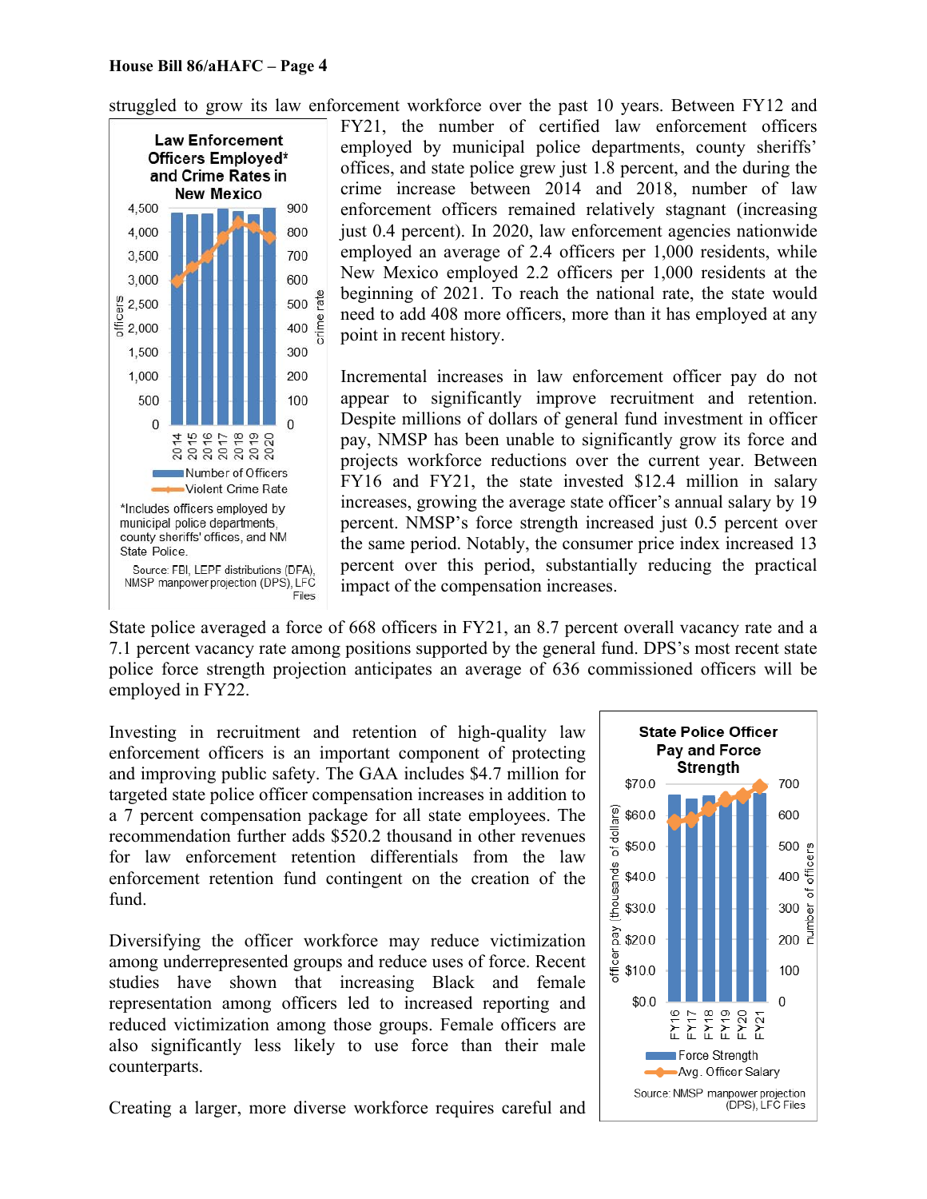struggled to grow its law enforcement workforce over the past 10 years. Between FY12 and FY21, the number of certified law enforcement officers employed by municipal police departments, county sheriffs' offices, and state police grew just 1.8 percent, and the during the crime increase between 2014 and 2018, number of law enforcement officers remained relatively stagnant (increasing just 0.4 percent). In 2020, law enforcement agencies nationwide employed an average of 2.4 officers per 1,000 residents, while New Mexico employed 2.2 officers per 1,000 residents at the beginning of 2021. To reach the national rate, the state would need to add 408 more officers, more than it has employed at any point in recent history.

**Law Enforcement Officers Employed\* and Crime Rates in New Mexico**

\*Includes officers employed by municipal police departments, county sheriffs' offices, and NM State Police.

Source: FBI, LEPF distributions (DFA), NMSP manpower projection (DPS), LFC Files

Incremental increases in law enforcement officer pay do not appear to significantly improve recruitment and retention. Despite millions of dollars of general fund investment in officer pay, NMSP has been unable to significantly grow its force and projects workforce reductions over the current year. Between FY16 and FY21, the state invested $12.4 million in salary increases, growing the average state officer's annual salary by 19 percent. NMSP's force strength increased just 0.5 percent over the same period. Notably, the consumer price index increased 13 percent over this period, substantially reducing the practical impact of the compensation increases.

State police averaged a force of 668 officers in FY21, an 8.7 percent overall vacancy rate and a 7.1 percent vacancy rate among positions supported by the general fund. DPS's most recent state police force strength projection anticipates an average of 636 commissioned officers will be employed in FY22.

Investing in recruitment and retention of high-quality law enforcement officers is an important component of protecting and improving public safety. The GAA includes $4.7 million for targeted state police officer compensation increases in addition to a 7 percent compensation package for all state employees. The recommendation further adds $520.2 thousand in other revenues for law enforcement retention differentials from the law enforcement retention fund contingent on the creation of the fund.

**State Police Officer Pay and Force Strength**

Source: NMSP manpower projection (DPS), LFC Files

Diversifying the officer workforce may reduce victimization among underrepresented groups and reduce uses of force. Recent studies have shown that increasing Black and female representation among officers led to increased reporting and reduced victimization among those groups. Female officers are also significantly less likely to use force than their male counterparts.

Creating a larger, more diverse workforce requires careful and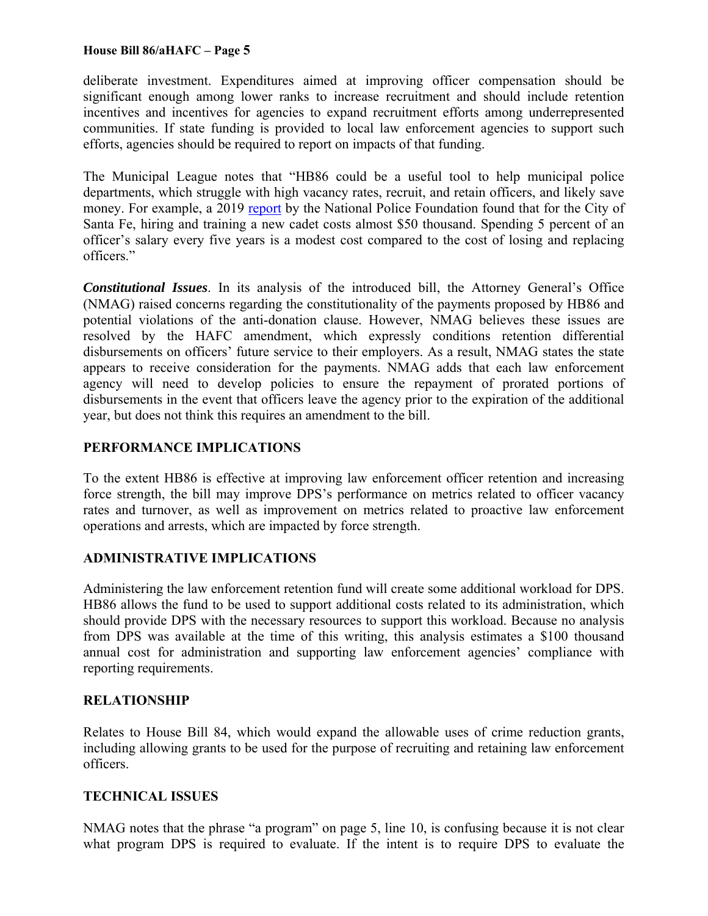deliberate investment. Expenditures aimed at improving officer compensation should be significant enough among lower ranks to increase recruitment and should include retention incentives and incentives for agencies to expand recruitment efforts among underrepresented communities. If state funding is provided to local law enforcement agencies to support such efforts, agencies should be required to report on impacts of that funding.

The Municipal League notes that "HB86 could be a useful tool to help municipal police departments, which struggle with high vacancy rates, recruit, and retain officers, and likely save money. For example, a 2019 report by the National Police Foundation found that for the City of Santa Fe, hiring and training a new cadet costs almost $50 thousand. Spending 5 percent of an officer's salary every five years is a modest cost compared to the cost of losing and replacing officers."

***Constitutional Issues***. In its analysis of the introduced bill, the Attorney General's Office (NMAG) raised concerns regarding the constitutionality of the payments proposed by HB86 and potential violations of the anti-donation clause. However, NMAG believes these issues are resolved by the HAFC amendment, which expressly conditions retention differential disbursements on officers' future service to their employers. As a result, NMAG states the state appears to receive consideration for the payments. NMAG adds that each law enforcement agency will need to develop policies to ensure the repayment of prorated portions of disbursements in the event that officers leave the agency prior to the expiration of the additional year, but does not think this requires an amendment to the bill.

## PERFORMANCE IMPLICATIONS

To the extent HB86 is effective at improving law enforcement officer retention and increasing force strength, the bill may improve DPS's performance on metrics related to officer vacancy rates and turnover, as well as improvement on metrics related to proactive law enforcement operations and arrests, which are impacted by force strength.

## ADMINISTRATIVE IMPLICATIONS

Administering the law enforcement retention fund will create some additional workload for DPS. HB86 allows the fund to be used to support additional costs related to its administration, which should provide DPS with the necessary resources to support this workload. Because no analysis from DPS was available at the time of this writing, this analysis estimates a $100 thousand annual cost for administration and supporting law enforcement agencies' compliance with reporting requirements.

## RELATIONSHIP

Relates to House Bill 84, which would expand the allowable uses of crime reduction grants, including allowing grants to be used for the purpose of recruiting and retaining law enforcement officers.

## TECHNICAL ISSUES

NMAG notes that the phrase "a program" on page 5, line 10, is confusing because it is not clear what program DPS is required to evaluate. If the intent is to require DPS to evaluate the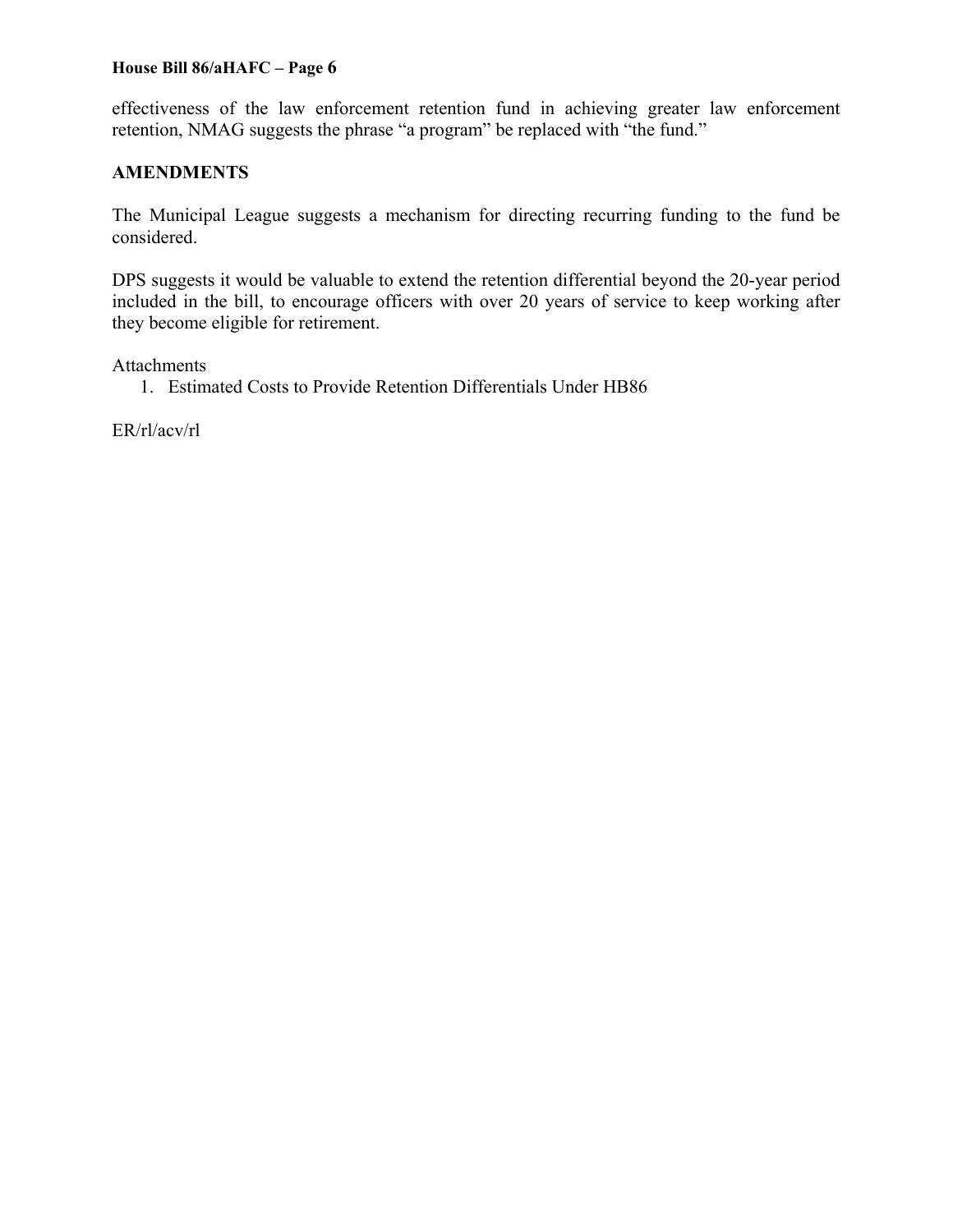effectiveness of the law enforcement retention fund in achieving greater law enforcement retention, NMAG suggests the phrase "a program" be replaced with "the fund."

## AMENDMENTS

The Municipal League suggests a mechanism for directing recurring funding to the fund be considered.

DPS suggests it would be valuable to extend the retention differential beyond the 20-year period included in the bill, to encourage officers with over 20 years of service to keep working after they become eligible for retirement.

Attachments

1. Estimated Costs to Provide Retention Differentials Under HB86

ER/rl/acv/rl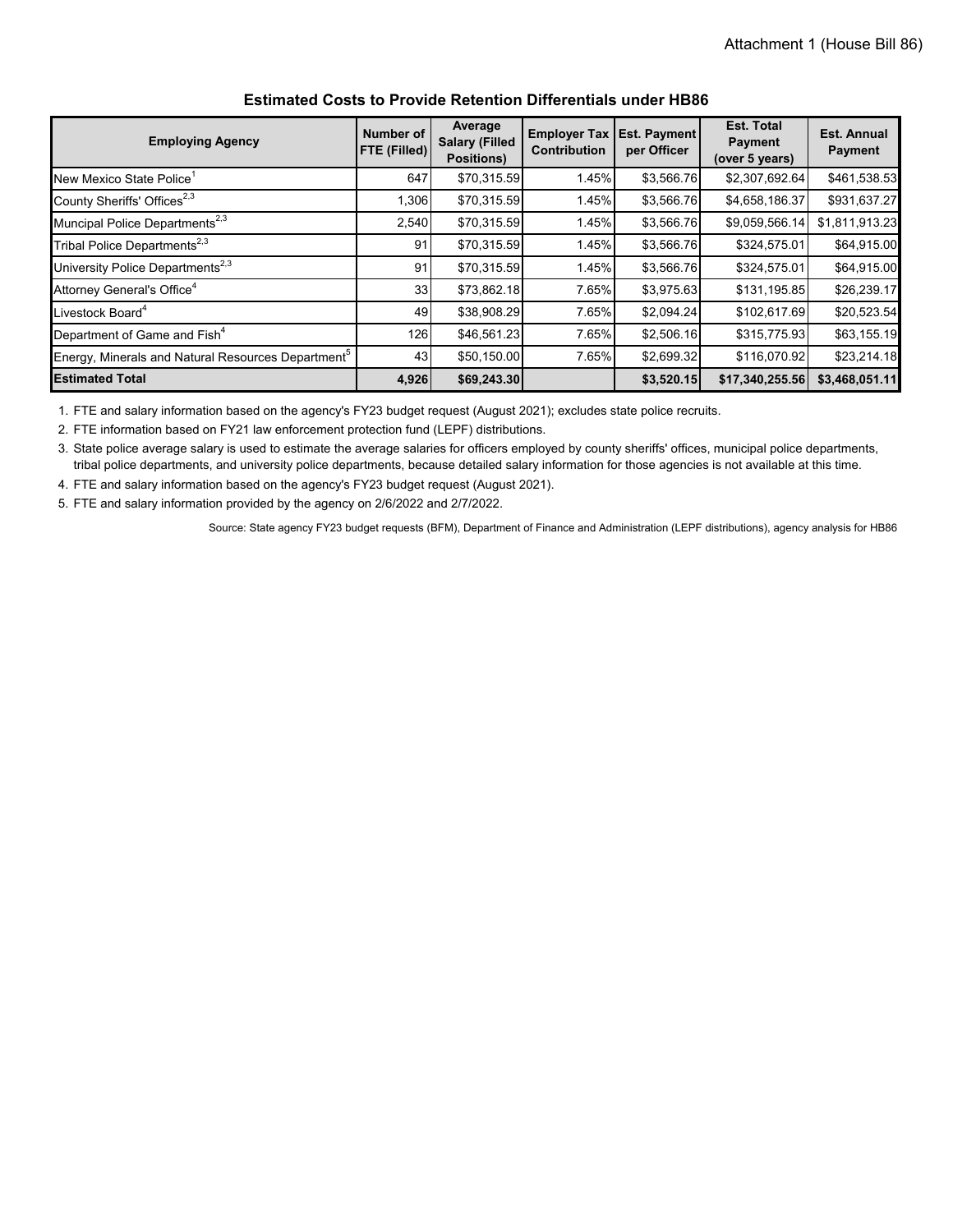Attachment 1 (House Bill 86)

## Estimated Costs to Provide Retention Differentials under HB86

| Employing Agency | Number of FTE (Filled) | Average Salary (Filled Positions) | Employer Tax Contribution | Est. Payment per Officer | Est. Total Payment (over 5 years) | Est. Annual Payment |
|---|---|---|---|---|---|---|
| New Mexico State Police[1] | 647 | $70,315.59 | 1.45% | $3,566.76 | $2,307,692.64 | $461,538.53 |
| County Sheriffs' Offices[2,3] | 1,306 | $70,315.59 | 1.45% | $3,566.76 | $4,658,186.37 | $931,637.27 |
| Muncipal Police Departments[2,3] | 2,540 | $70,315.59 | 1.45% | $3,566.76 | $9,059,566.14 | $1,811,913.23 |
| Tribal Police Departments[2,3] | 91 | $70,315.59 | 1.45% | $3,566.76 | $324,575.01 | $64,915.00 |
| University Police Departments[2,3] | 91 | $70,315.59 | 1.45% | $3,566.76 | $324,575.01 | $64,915.00 |
| Attorney General's Office[4] | 33 | $73,862.18 | 7.65% | $3,975.63 | $131,195.85 | $26,239.17 |
| Livestock Board[4] | 49 | $38,908.29 | 7.65% | $2,094.24 | $102,617.69 | $20,523.54 |
| Department of Game and Fish[4] | 126 | $46,561.23 | 7.65% | $2,506.16 | $315,775.93 | $63,155.19 |
| Energy, Minerals and Natural Resources Department[5] | 43 | $50,150.00 | 7.65% | $2,699.32 | $116,070.92 | $23,214.18 |
| **Estimated Total** | **4,926** | **$69,243.30** | | **$3,520.15** | **$17,340,255.56** | **$3,468,051.11** |

1. FTE and salary information based on the agency's FY23 budget request (August 2021); excludes state police recruits.
2. FTE information based on FY21 law enforcement protection fund (LEPF) distributions.
3. State police average salary is used to estimate the average salaries for officers employed by county sheriffs' offices, municipal police departments, tribal police departments, and university police departments, because detailed salary information for those agencies is not available at this time.
4. FTE and salary information based on the agency's FY23 budget request (August 2021).
5. FTE and salary information provided by the agency on 2/6/2022 and 2/7/2022.

Source: State agency FY23 budget requests (BFM), Department of Finance and Administration (LEPF distributions), agency analysis for HB86